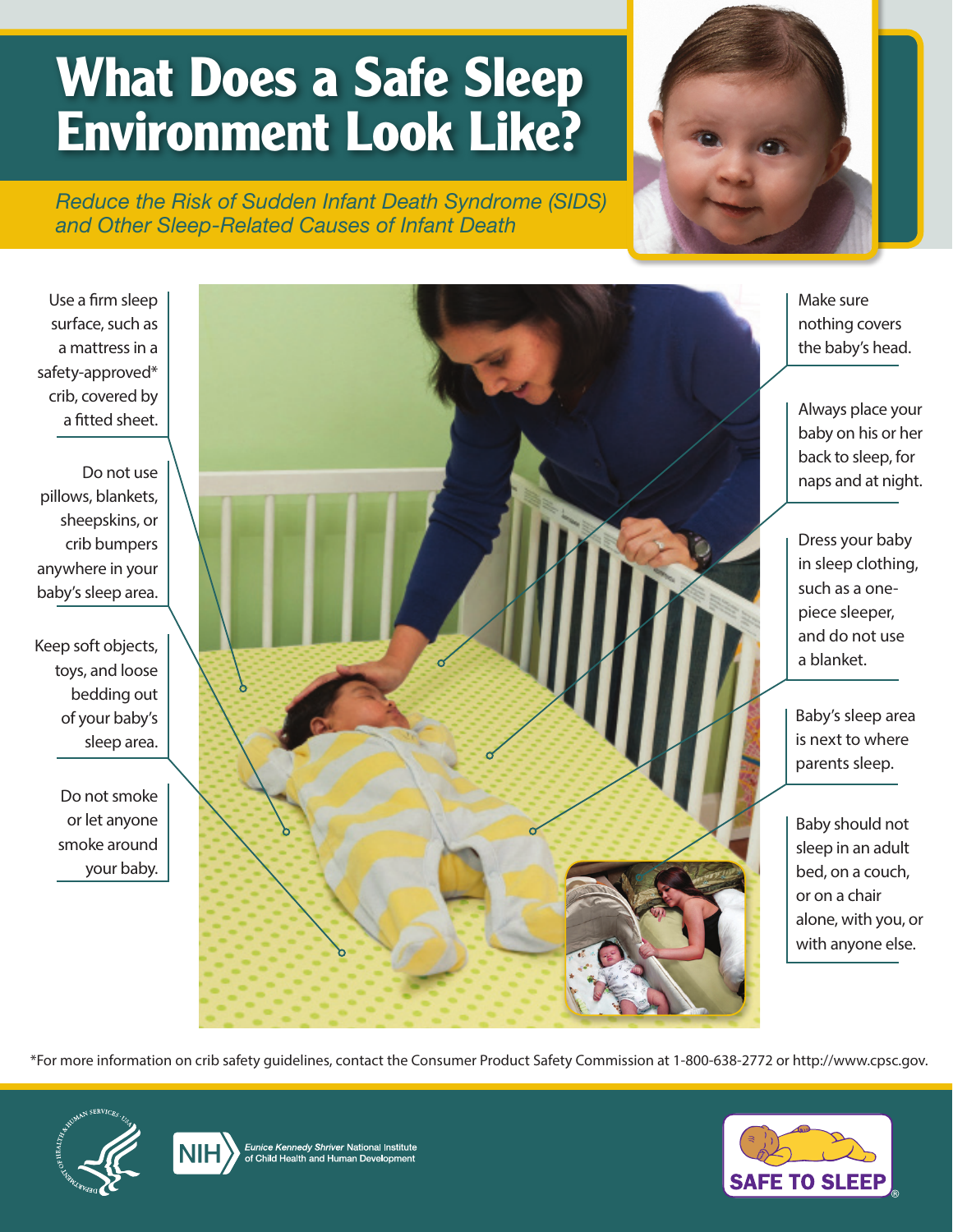# What Does a Safe Sleep Environment Look Like?

*Reduce the Risk of Sudden Infant Death Syndrome (SIDS) and Other Sleep-Related Causes of Infant Death*

Use a firm sleep surface, such as a mattress in a safety-approved* crib, covered by a fitted sheet.

Do not use pillows, blankets, sheepskins, or crib bumpers anywhere in your baby's sleep area.

Keep soft objects, toys, and loose bedding out of your baby's sleep area.

Do not smoke or let anyone smoke around your baby.

Make sure nothing covers the baby's head.

Always place your baby on his or her back to sleep, for naps and at night.

Dress your baby in sleep clothing, such as a one-piece sleeper, and do not use a blanket.

Baby's sleep area is next to where parents sleep.

Baby should not sleep in an adult bed, on a couch, or on a chair alone, with you, or with anyone else.

*For more information on crib safety guidelines, contact the Consumer Product Safety Commission at 1-800-638-2772 or http://www.cpsc.gov.

NIH *Eunice Kennedy Shriver* National Institute of Child Health and Human Development

SAFE TO SLEEP®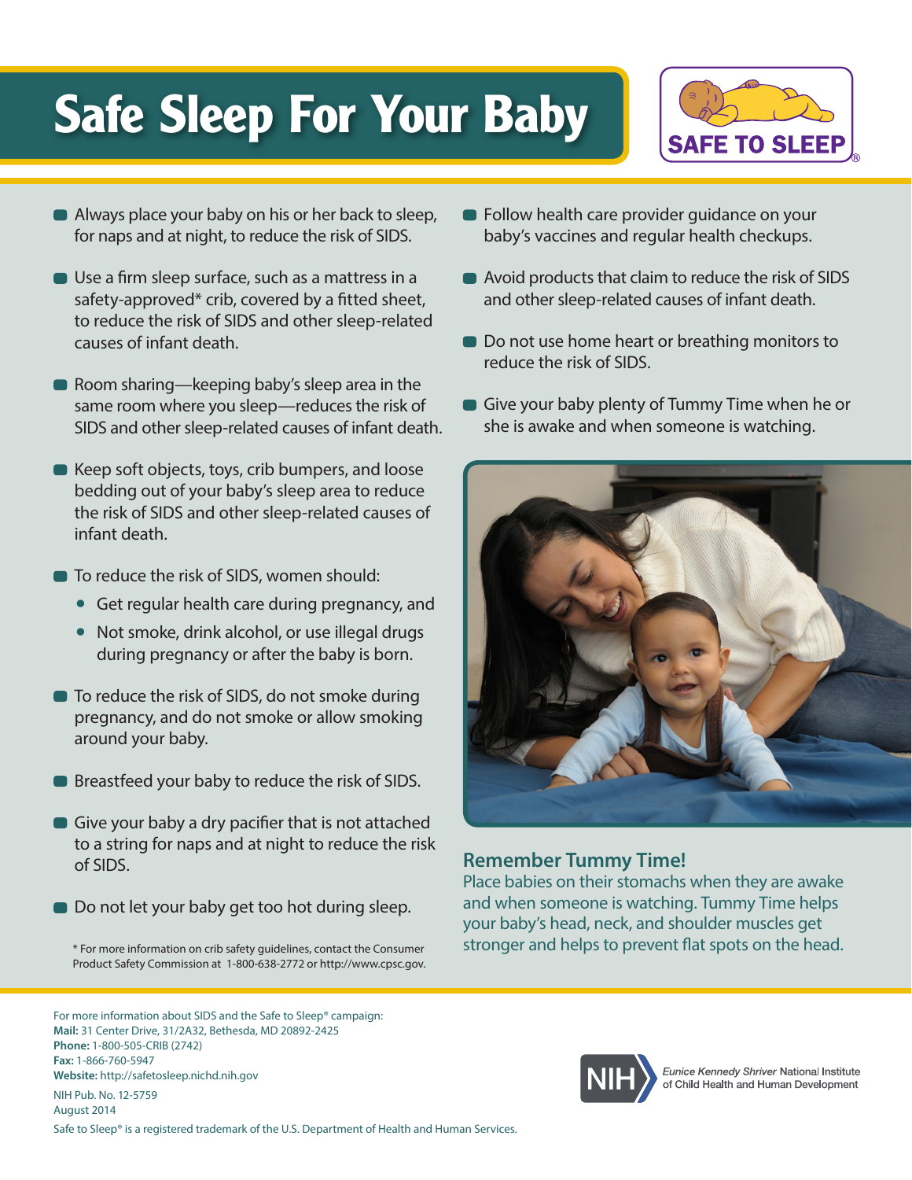# Safe Sleep For Your Baby

SAFE TO SLEEP®

- Always place your baby on his or her back to sleep, for naps and at night, to reduce the risk of SIDS.
- Use a firm sleep surface, such as a mattress in a safety-approved* crib, covered by a fitted sheet, to reduce the risk of SIDS and other sleep-related causes of infant death.
- Room sharing—keeping baby's sleep area in the same room where you sleep—reduces the risk of SIDS and other sleep-related causes of infant death.
- Keep soft objects, toys, crib bumpers, and loose bedding out of your baby's sleep area to reduce the risk of SIDS and other sleep-related causes of infant death.
- To reduce the risk of SIDS, women should:
  - Get regular health care during pregnancy, and
  - Not smoke, drink alcohol, or use illegal drugs during pregnancy or after the baby is born.
- To reduce the risk of SIDS, do not smoke during pregnancy, and do not smoke or allow smoking around your baby.
- Breastfeed your baby to reduce the risk of SIDS.
- Give your baby a dry pacifier that is not attached to a string for naps and at night to reduce the risk of SIDS.
- Do not let your baby get too hot during sleep.

\* For more information on crib safety guidelines, contact the Consumer Product Safety Commission at 1-800-638-2772 or http://www.cpsc.gov.

- Follow health care provider guidance on your baby's vaccines and regular health checkups.
- Avoid products that claim to reduce the risk of SIDS and other sleep-related causes of infant death.
- Do not use home heart or breathing monitors to reduce the risk of SIDS.
- Give your baby plenty of Tummy Time when he or she is awake and when someone is watching.

## Remember Tummy Time!

Place babies on their stomachs when they are awake and when someone is watching. Tummy Time helps your baby's head, neck, and shoulder muscles get stronger and helps to prevent flat spots on the head.

For more information about SIDS and the Safe to Sleep® campaign:
**Mail:** 31 Center Drive, 31/2A32, Bethesda, MD 20892-2425
**Phone:** 1-800-505-CRIB (2742)
**Fax:** 1-866-760-5947
**Website:** http://safetosleep.nichd.nih.gov

NIH Pub. No. 12-5759
August 2014

Safe to Sleep® is a registered trademark of the U.S. Department of Health and Human Services.

NIH *Eunice Kennedy Shriver* National Institute of Child Health and Human Development